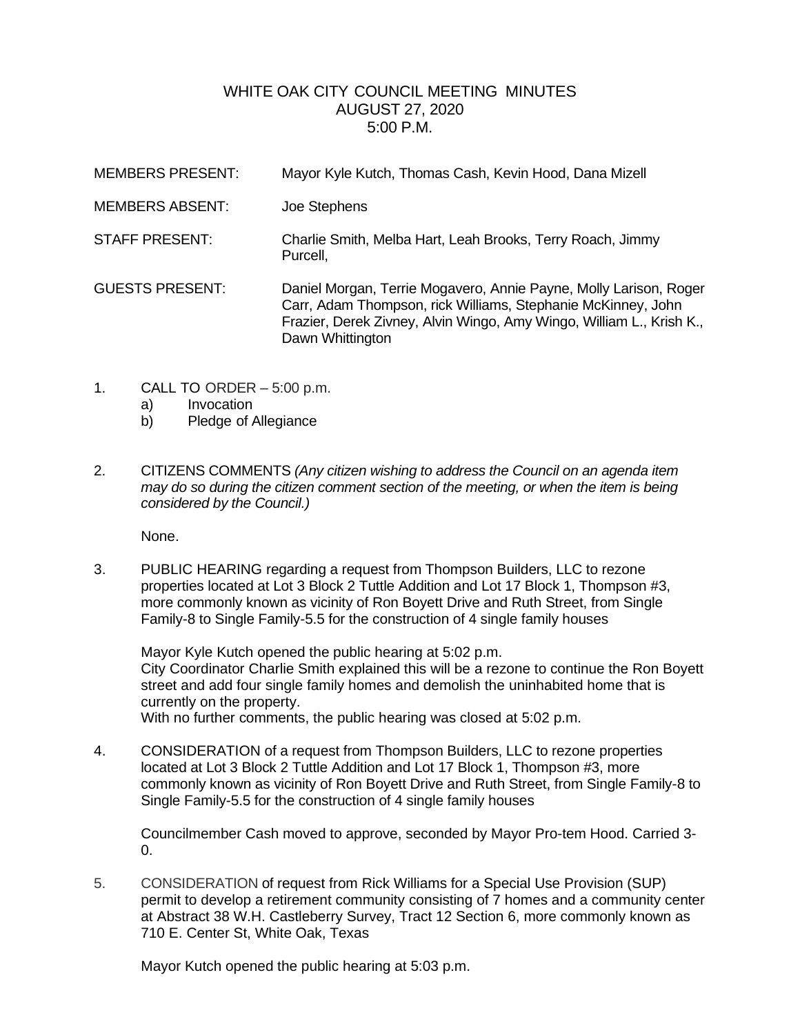# WHITE OAK CITY COUNCIL MEETING MINUTES
## AUGUST 27, 2020
## 5:00 P.M.

MEMBERS PRESENT: Mayor Kyle Kutch, Thomas Cash, Kevin Hood, Dana Mizell

MEMBERS ABSENT: Joe Stephens

STAFF PRESENT: Charlie Smith, Melba Hart, Leah Brooks, Terry Roach, Jimmy Purcell,

GUESTS PRESENT: Daniel Morgan, Terrie Mogavero, Annie Payne, Molly Larison, Roger Carr, Adam Thompson, rick Williams, Stephanie McKinney, John Frazier, Derek Zivney, Alvin Wingo, Amy Wingo, William L., Krish K., Dawn Whittington

1. CALL TO ORDER – 5:00 p.m.
   a) Invocation
   b) Pledge of Allegiance

2. CITIZENS COMMENTS *(Any citizen wishing to address the Council on an agenda item may do so during the citizen comment section of the meeting, or when the item is being considered by the Council.)*

   None.

3. PUBLIC HEARING regarding a request from Thompson Builders, LLC to rezone properties located at Lot 3 Block 2 Tuttle Addition and Lot 17 Block 1, Thompson #3, more commonly known as vicinity of Ron Boyett Drive and Ruth Street, from Single Family-8 to Single Family-5.5 for the construction of 4 single family houses

   Mayor Kyle Kutch opened the public hearing at 5:02 p.m.
   City Coordinator Charlie Smith explained this will be a rezone to continue the Ron Boyett street and add four single family homes and demolish the uninhabited home that is currently on the property.
   With no further comments, the public hearing was closed at 5:02 p.m.

4. CONSIDERATION of a request from Thompson Builders, LLC to rezone properties located at Lot 3 Block 2 Tuttle Addition and Lot 17 Block 1, Thompson #3, more commonly known as vicinity of Ron Boyett Drive and Ruth Street, from Single Family-8 to Single Family-5.5 for the construction of 4 single family houses

   Councilmember Cash moved to approve, seconded by Mayor Pro-tem Hood. Carried 3-0.

5. CONSIDERATION of request from Rick Williams for a Special Use Provision (SUP) permit to develop a retirement community consisting of 7 homes and a community center at Abstract 38 W.H. Castleberry Survey, Tract 12 Section 6, more commonly known as 710 E. Center St, White Oak, Texas

   Mayor Kutch opened the public hearing at 5:03 p.m.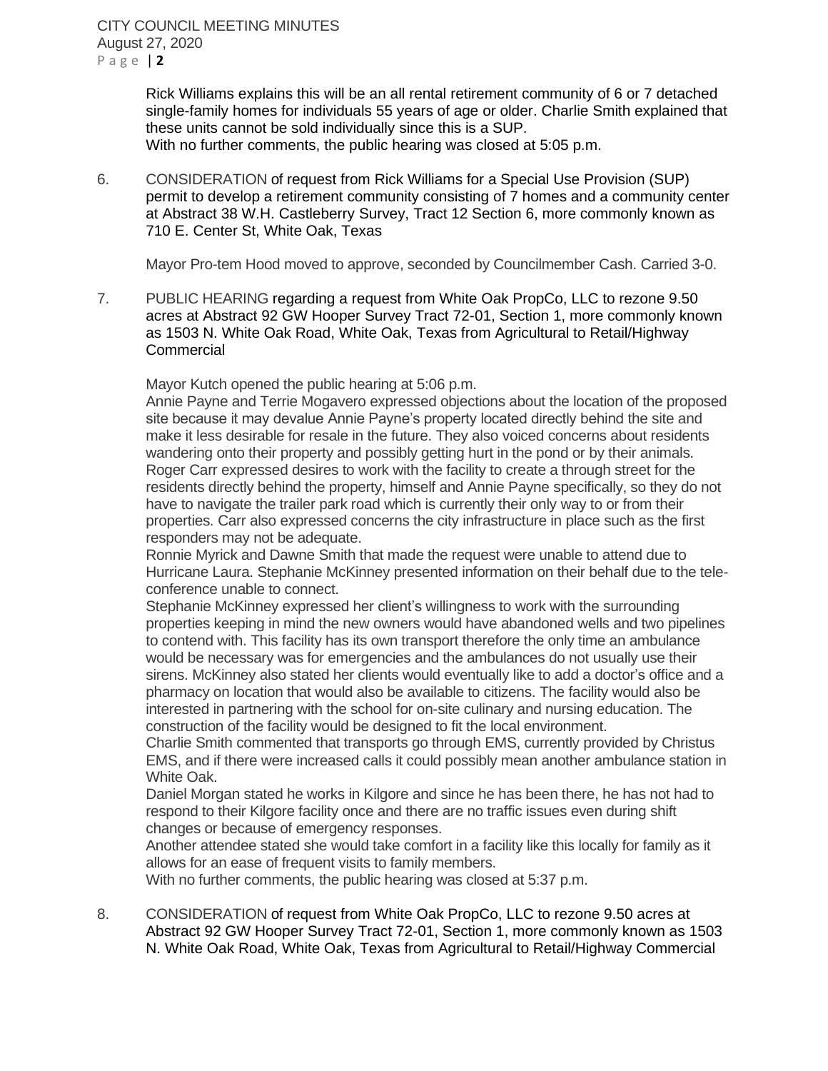Rick Williams explains this will be an all rental retirement community of 6 or 7 detached single-family homes for individuals 55 years of age or older. Charlie Smith explained that these units cannot be sold individually since this is a SUP.
With no further comments, the public hearing was closed at 5:05 p.m.

6. CONSIDERATION of request from Rick Williams for a Special Use Provision (SUP) permit to develop a retirement community consisting of 7 homes and a community center at Abstract 38 W.H. Castleberry Survey, Tract 12 Section 6, more commonly known as 710 E. Center St, White Oak, Texas

   Mayor Pro-tem Hood moved to approve, seconded by Councilmember Cash. Carried 3-0.

7. PUBLIC HEARING regarding a request from White Oak PropCo, LLC to rezone 9.50 acres at Abstract 92 GW Hooper Survey Tract 72-01, Section 1, more commonly known as 1503 N. White Oak Road, White Oak, Texas from Agricultural to Retail/Highway Commercial

   Mayor Kutch opened the public hearing at 5:06 p.m.
   Annie Payne and Terrie Mogavero expressed objections about the location of the proposed site because it may devalue Annie Payne's property located directly behind the site and make it less desirable for resale in the future. They also voiced concerns about residents wandering onto their property and possibly getting hurt in the pond or by their animals.
   Roger Carr expressed desires to work with the facility to create a through street for the residents directly behind the property, himself and Annie Payne specifically, so they do not have to navigate the trailer park road which is currently their only way to or from their properties. Carr also expressed concerns the city infrastructure in place such as the first responders may not be adequate.
   Ronnie Myrick and Dawne Smith that made the request were unable to attend due to Hurricane Laura. Stephanie McKinney presented information on their behalf due to the tele-conference unable to connect.
   Stephanie McKinney expressed her client's willingness to work with the surrounding properties keeping in mind the new owners would have abandoned wells and two pipelines to contend with. This facility has its own transport therefore the only time an ambulance would be necessary was for emergencies and the ambulances do not usually use their sirens. McKinney also stated her clients would eventually like to add a doctor's office and a pharmacy on location that would also be available to citizens. The facility would also be interested in partnering with the school for on-site culinary and nursing education. The construction of the facility would be designed to fit the local environment.
   Charlie Smith commented that transports go through EMS, currently provided by Christus EMS, and if there were increased calls it could possibly mean another ambulance station in White Oak.
   Daniel Morgan stated he works in Kilgore and since he has been there, he has not had to respond to their Kilgore facility once and there are no traffic issues even during shift changes or because of emergency responses.
   Another attendee stated she would take comfort in a facility like this locally for family as it allows for an ease of frequent visits to family members.
   With no further comments, the public hearing was closed at 5:37 p.m.

8. CONSIDERATION of request from White Oak PropCo, LLC to rezone 9.50 acres at Abstract 92 GW Hooper Survey Tract 72-01, Section 1, more commonly known as 1503 N. White Oak Road, White Oak, Texas from Agricultural to Retail/Highway Commercial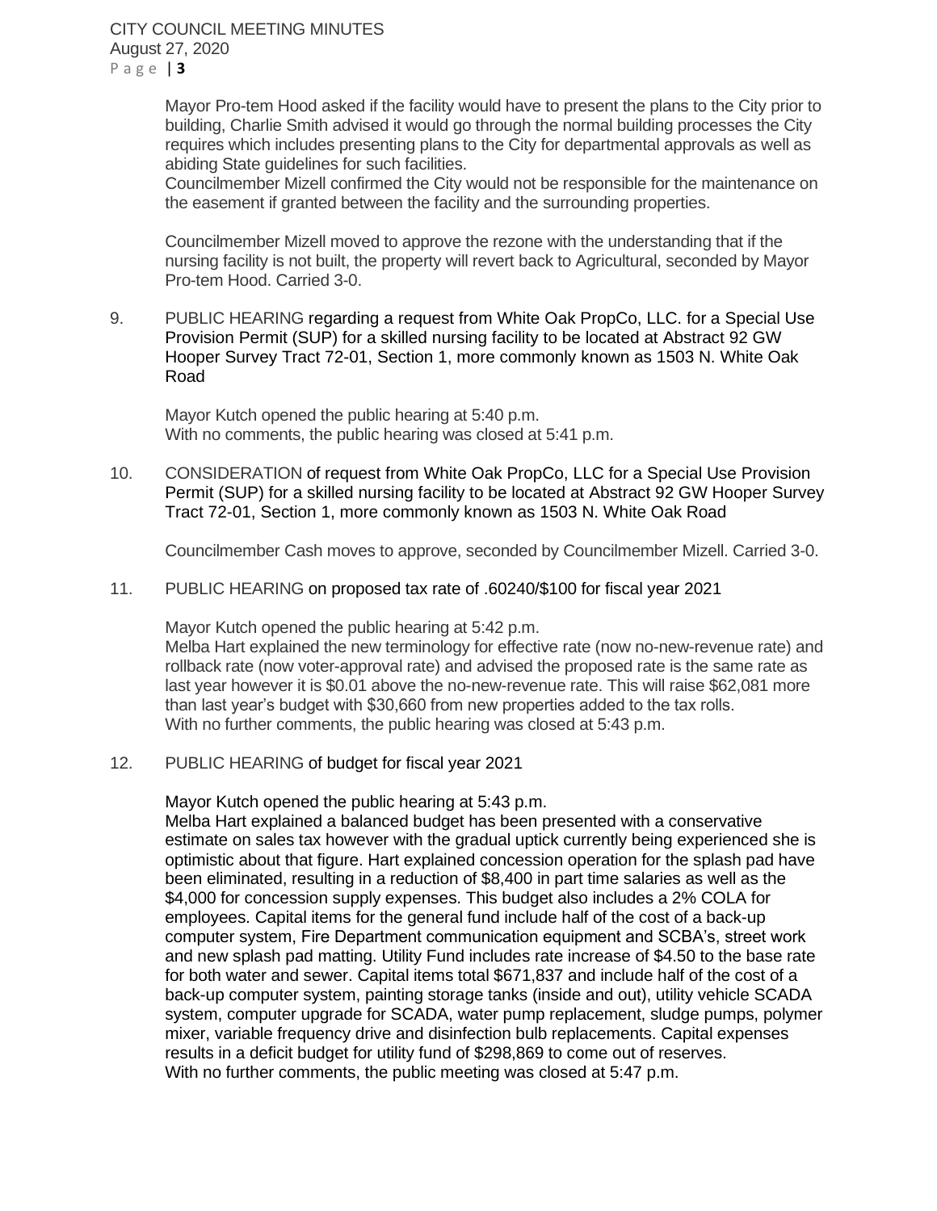Mayor Pro-tem Hood asked if the facility would have to present the plans to the City prior to building, Charlie Smith advised it would go through the normal building processes the City requires which includes presenting plans to the City for departmental approvals as well as abiding State guidelines for such facilities.
Councilmember Mizell confirmed the City would not be responsible for the maintenance on the easement if granted between the facility and the surrounding properties.

Councilmember Mizell moved to approve the rezone with the understanding that if the nursing facility is not built, the property will revert back to Agricultural, seconded by Mayor Pro-tem Hood. Carried 3-0.

9. PUBLIC HEARING regarding a request from White Oak PropCo, LLC. for a Special Use Provision Permit (SUP) for a skilled nursing facility to be located at Abstract 92 GW Hooper Survey Tract 72-01, Section 1, more commonly known as 1503 N. White Oak Road

   Mayor Kutch opened the public hearing at 5:40 p.m.
   With no comments, the public hearing was closed at 5:41 p.m.

10. CONSIDERATION of request from White Oak PropCo, LLC for a Special Use Provision Permit (SUP) for a skilled nursing facility to be located at Abstract 92 GW Hooper Survey Tract 72-01, Section 1, more commonly known as 1503 N. White Oak Road

    Councilmember Cash moves to approve, seconded by Councilmember Mizell. Carried 3-0.

11. PUBLIC HEARING on proposed tax rate of .60240/$100 for fiscal year 2021

    Mayor Kutch opened the public hearing at 5:42 p.m.
    Melba Hart explained the new terminology for effective rate (now no-new-revenue rate) and rollback rate (now voter-approval rate) and advised the proposed rate is the same rate as last year however it is $0.01 above the no-new-revenue rate. This will raise $62,081 more than last year's budget with $30,660 from new properties added to the tax rolls.
    With no further comments, the public hearing was closed at 5:43 p.m.

12. PUBLIC HEARING of budget for fiscal year 2021

    Mayor Kutch opened the public hearing at 5:43 p.m.
    Melba Hart explained a balanced budget has been presented with a conservative estimate on sales tax however with the gradual uptick currently being experienced she is optimistic about that figure. Hart explained concession operation for the splash pad have been eliminated, resulting in a reduction of $8,400 in part time salaries as well as the $4,000 for concession supply expenses. This budget also includes a 2% COLA for employees. Capital items for the general fund include half of the cost of a back-up computer system, Fire Department communication equipment and SCBA's, street work and new splash pad matting. Utility Fund includes rate increase of $4.50 to the base rate for both water and sewer. Capital items total $671,837 and include half of the cost of a back-up computer system, painting storage tanks (inside and out), utility vehicle SCADA system, computer upgrade for SCADA, water pump replacement, sludge pumps, polymer mixer, variable frequency drive and disinfection bulb replacements. Capital expenses results in a deficit budget for utility fund of $298,869 to come out of reserves.
    With no further comments, the public meeting was closed at 5:47 p.m.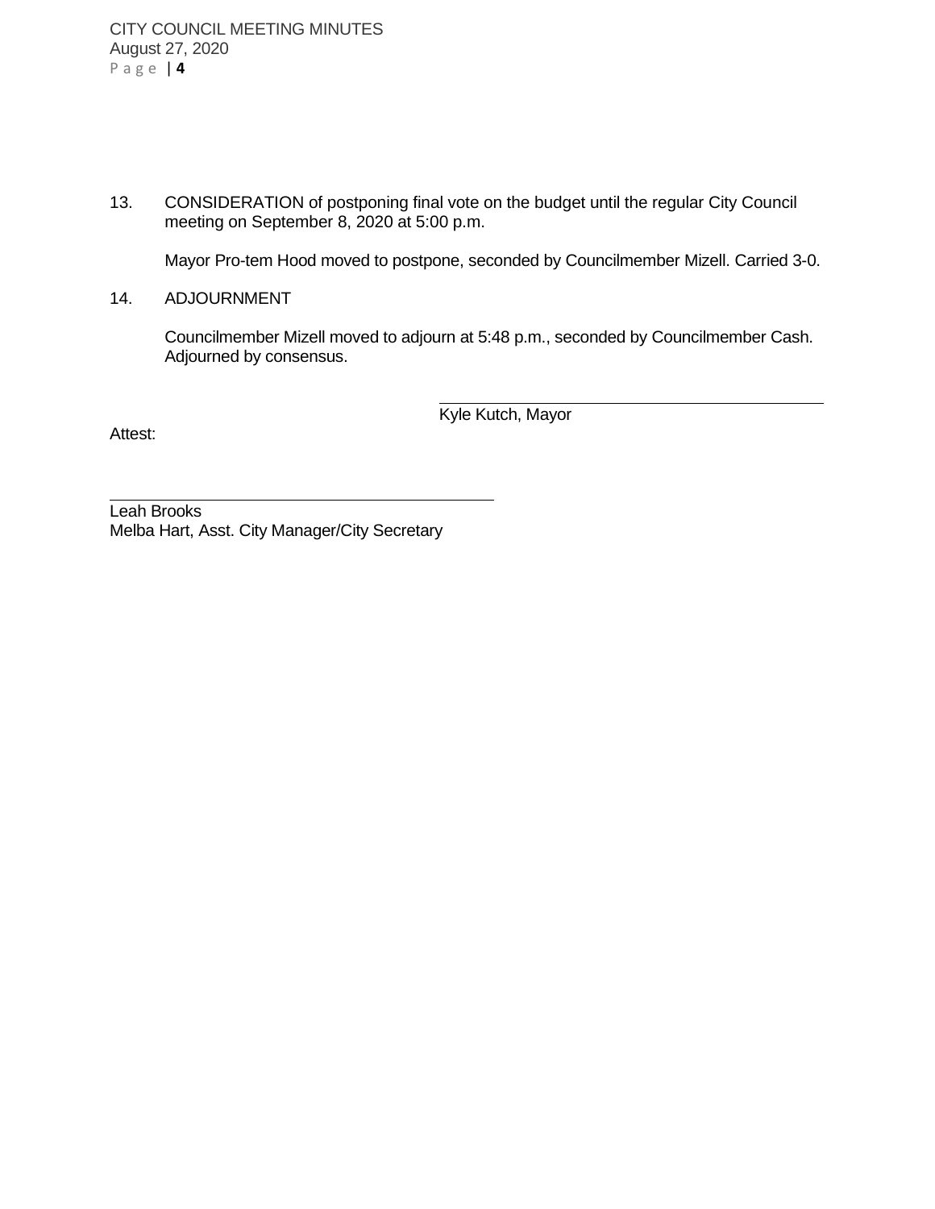13. CONSIDERATION of postponing final vote on the budget until the regular City Council meeting on September 8, 2020 at 5:00 p.m.

    Mayor Pro-tem Hood moved to postpone, seconded by Councilmember Mizell. Carried 3-0.

14. ADJOURNMENT

    Councilmember Mizell moved to adjourn at 5:48 p.m., seconded by Councilmember Cash. Adjourned by consensus.

\_\_\_\_\_\_\_\_\_\_\_\_\_\_\_\_\_\_\_\_\_\_\_\_\_\_\_\_\_\_\_\_\_\_\_\_\_\_\_\_
Kyle Kutch, Mayor

Attest:

\_\_\_\_\_\_\_\_\_\_\_\_\_\_\_\_\_\_\_\_\_\_\_\_\_\_\_\_\_\_\_\_\_\_\_\_\_\_\_\_
Leah Brooks
Melba Hart, Asst. City Manager/City Secretary